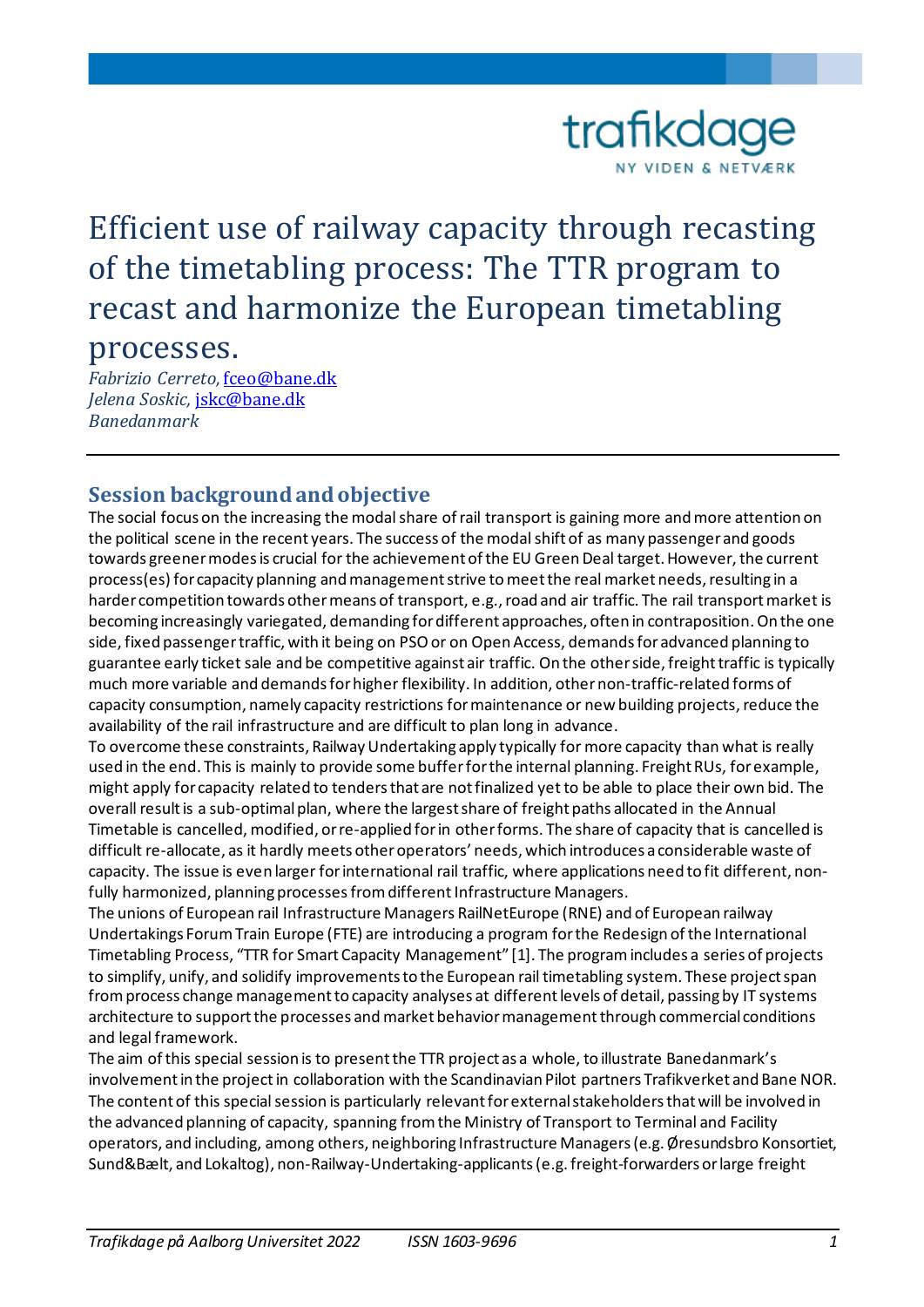# Efficient use of railway capacity through recasting of the timetabling process: The TTR program to recast and harmonize the European timetabling processes.

*Fabrizio Cerreto,* fceo@bane.dk
*Jelena Soskic,* jskc@bane.dk
*Banedanmark*

---

## Session background and objective

The social focus on the increasing the modal share of rail transport is gaining more and more attention on the political scene in the recent years. The success of the modal shift of as many passenger and goods towards greener modes is crucial for the achievement of the EU Green Deal target. However, the current process(es) for capacity planning and management strive to meet the real market needs, resulting in a harder competition towards other means of transport, e.g., road and air traffic. The rail transport market is becoming increasingly variegated, demanding for different approaches, often in contraposition. On the one side, fixed passenger traffic, with it being on PSO or on Open Access, demands for advanced planning to guarantee early ticket sale and be competitive against air traffic. On the other side, freight traffic is typically much more variable and demands for higher flexibility. In addition, other non-traffic-related forms of capacity consumption, namely capacity restrictions for maintenance or new building projects, reduce the availability of the rail infrastructure and are difficult to plan long in advance.

To overcome these constraints, Railway Undertaking apply typically for more capacity than what is really used in the end. This is mainly to provide some buffer for the internal planning. Freight RUs, for example, might apply for capacity related to tenders that are not finalized yet to be able to place their own bid. The overall result is a sub-optimal plan, where the largest share of freight paths allocated in the Annual Timetable is cancelled, modified, or re-applied for in other forms. The share of capacity that is cancelled is difficult re-allocate, as it hardly meets other operators' needs, which introduces a considerable waste of capacity. The issue is even larger for international rail traffic, where applications need to fit different, non-fully harmonized, planning processes from different Infrastructure Managers.

The unions of European rail Infrastructure Managers RailNetEurope (RNE) and of European railway Undertakings Forum Train Europe (FTE) are introducing a program for the Redesign of the International Timetabling Process, "TTR for Smart Capacity Management" [1]. The program includes a series of projects to simplify, unify, and solidify improvements to the European rail timetabling system. These project span from process change management to capacity analyses at different levels of detail, passing by IT systems architecture to support the processes and market behavior management through commercial conditions and legal framework.

The aim of this special session is to present the TTR project as a whole, to illustrate Banedanmark's involvement in the project in collaboration with the Scandinavian Pilot partners Trafikverket and Bane NOR. The content of this special session is particularly relevant for external stakeholders that will be involved in the advanced planning of capacity, spanning from the Ministry of Transport to Terminal and Facility operators, and including, among others, neighboring Infrastructure Managers (e.g. Øresundsbro Konsortiet, Sund&Bælt, and Lokaltog), non-Railway-Undertaking-applicants (e.g. freight-forwarders or large freight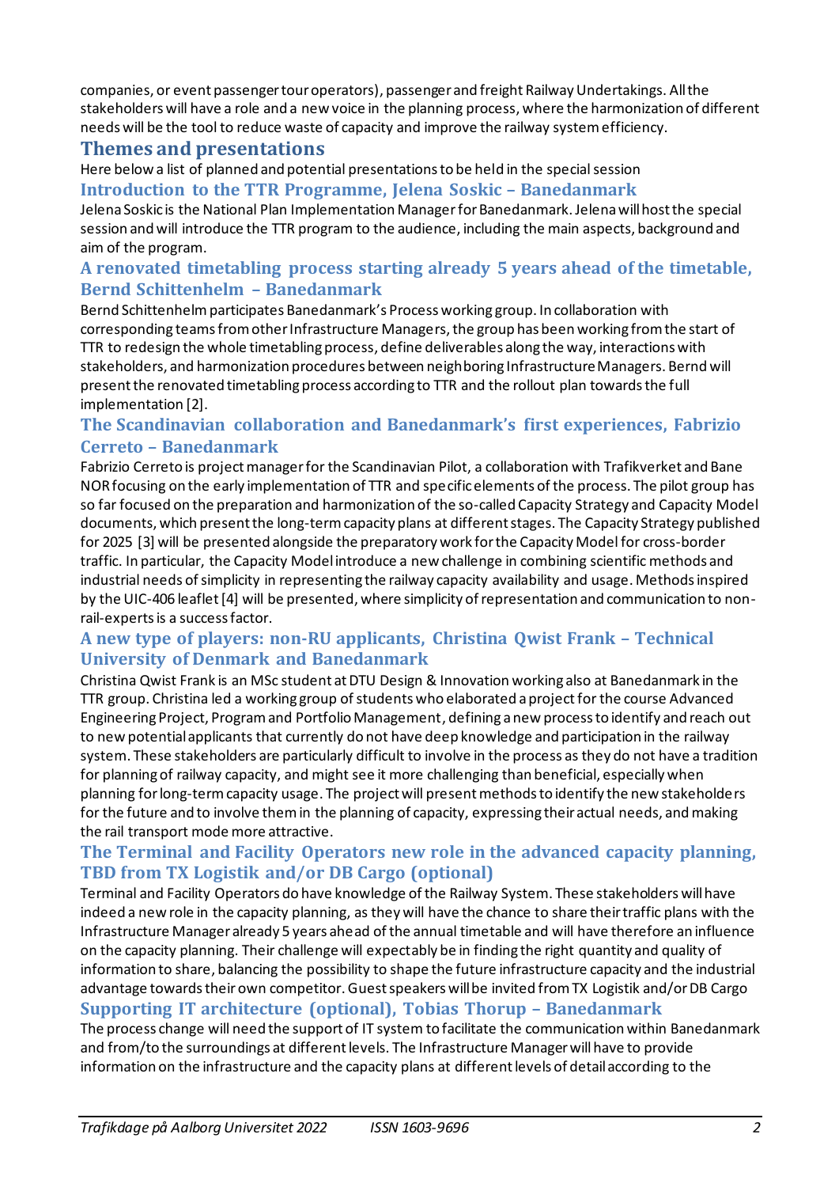companies, or event passenger tour operators), passenger and freight Railway Undertakings. All the stakeholders will have a role and a new voice in the planning process, where the harmonization of different needs will be the tool to reduce waste of capacity and improve the railway system efficiency.

## Themes and presentations

Here below a list of planned and potential presentations to be held in the special session

### Introduction to the TTR Programme, Jelena Soskic – Banedanmark

Jelena Soskic is the National Plan Implementation Manager for Banedanmark. Jelena will host the special session and will introduce the TTR program to the audience, including the main aspects, background and aim of the program.

### A renovated timetabling process starting already 5 years ahead of the timetable, Bernd Schittenhelm – Banedanmark

Bernd Schittenhelm participates Banedanmark's Process working group. In collaboration with corresponding teams from other Infrastructure Managers, the group has been working from the start of TTR to redesign the whole timetabling process, define deliverables along the way, interactions with stakeholders, and harmonization procedures between neighboring Infrastructure Managers. Bernd will present the renovated timetabling process according to TTR and the rollout plan towards the full implementation [2].

### The Scandinavian collaboration and Banedanmark's first experiences, Fabrizio Cerreto – Banedanmark

Fabrizio Cerreto is project manager for the Scandinavian Pilot, a collaboration with Trafikverket and Bane NOR focusing on the early implementation of TTR and specific elements of the process. The pilot group has so far focused on the preparation and harmonization of the so-called Capacity Strategy and Capacity Model documents, which present the long-term capacity plans at different stages. The Capacity Strategy published for 2025 [3] will be presented alongside the preparatory work for the Capacity Model for cross-border traffic. In particular, the Capacity Model introduce a new challenge in combining scientific methods and industrial needs of simplicity in representing the railway capacity availability and usage. Methods inspired by the UIC-406 leaflet [4] will be presented, where simplicity of representation and communication to non-rail-experts is a success factor.

### A new type of players: non-RU applicants, Christina Qwist Frank – Technical University of Denmark and Banedanmark

Christina Qwist Frank is an MSc student at DTU Design & Innovation working also at Banedanmark in the TTR group. Christina led a working group of students who elaborated a project for the course Advanced Engineering Project, Program and Portfolio Management, defining a new process to identify and reach out to new potential applicants that currently do not have deep knowledge and participation in the railway system. These stakeholders are particularly difficult to involve in the process as they do not have a tradition for planning of railway capacity, and might see it more challenging than beneficial, especially when planning for long-term capacity usage. The project will present methods to identify the new stakeholders for the future and to involve them in the planning of capacity, expressing their actual needs, and making the rail transport mode more attractive.

### The Terminal and Facility Operators new role in the advanced capacity planning, TBD from TX Logistik and/or DB Cargo (optional)

Terminal and Facility Operators do have knowledge of the Railway System. These stakeholders will have indeed a new role in the capacity planning, as they will have the chance to share their traffic plans with the Infrastructure Manager already 5 years ahead of the annual timetable and will have therefore an influence on the capacity planning. Their challenge will expectably be in finding the right quantity and quality of information to share, balancing the possibility to shape the future infrastructure capacity and the industrial advantage towards their own competitor. Guest speakers will be invited from TX Logistik and/or DB Cargo

### Supporting IT architecture (optional), Tobias Thorup – Banedanmark

The process change will need the support of IT system to facilitate the communication within Banedanmark and from/to the surroundings at different levels. The Infrastructure Manager will have to provide information on the infrastructure and the capacity plans at different levels of detail according to the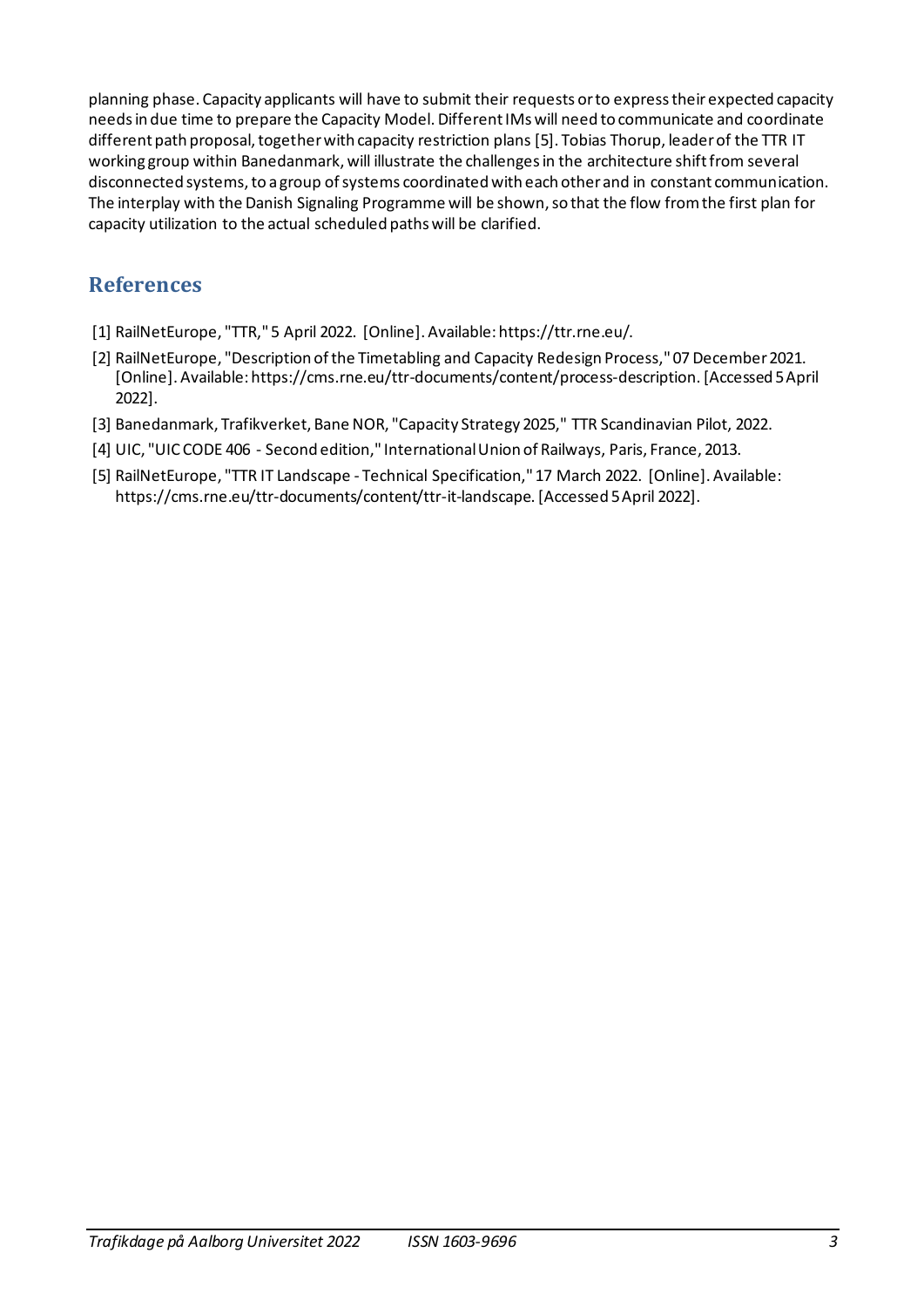planning phase. Capacity applicants will have to submit their requests or to express their expected capacity needs in due time to prepare the Capacity Model. Different IMs will need to communicate and coordinate different path proposal, together with capacity restriction plans [5]. Tobias Thorup, leader of the TTR IT working group within Banedanmark, will illustrate the challenges in the architecture shift from several disconnected systems, to a group of systems coordinated with each other and in constant communication. The interplay with the Danish Signaling Programme will be shown, so that the flow from the first plan for capacity utilization to the actual scheduled paths will be clarified.

## References

[1] RailNetEurope, "TTR," 5 April 2022. [Online]. Available: https://ttr.rne.eu/.

[2] RailNetEurope, "Description of the Timetabling and Capacity Redesign Process," 07 December 2021. [Online]. Available: https://cms.rne.eu/ttr-documents/content/process-description. [Accessed 5 April 2022].

[3] Banedanmark, Trafikverket, Bane NOR, "Capacity Strategy 2025," TTR Scandinavian Pilot, 2022.

[4] UIC, "UIC CODE 406 - Second edition," International Union of Railways, Paris, France, 2013.

[5] RailNetEurope, "TTR IT Landscape - Technical Specification," 17 March 2022. [Online]. Available: https://cms.rne.eu/ttr-documents/content/ttr-it-landscape. [Accessed 5 April 2022].